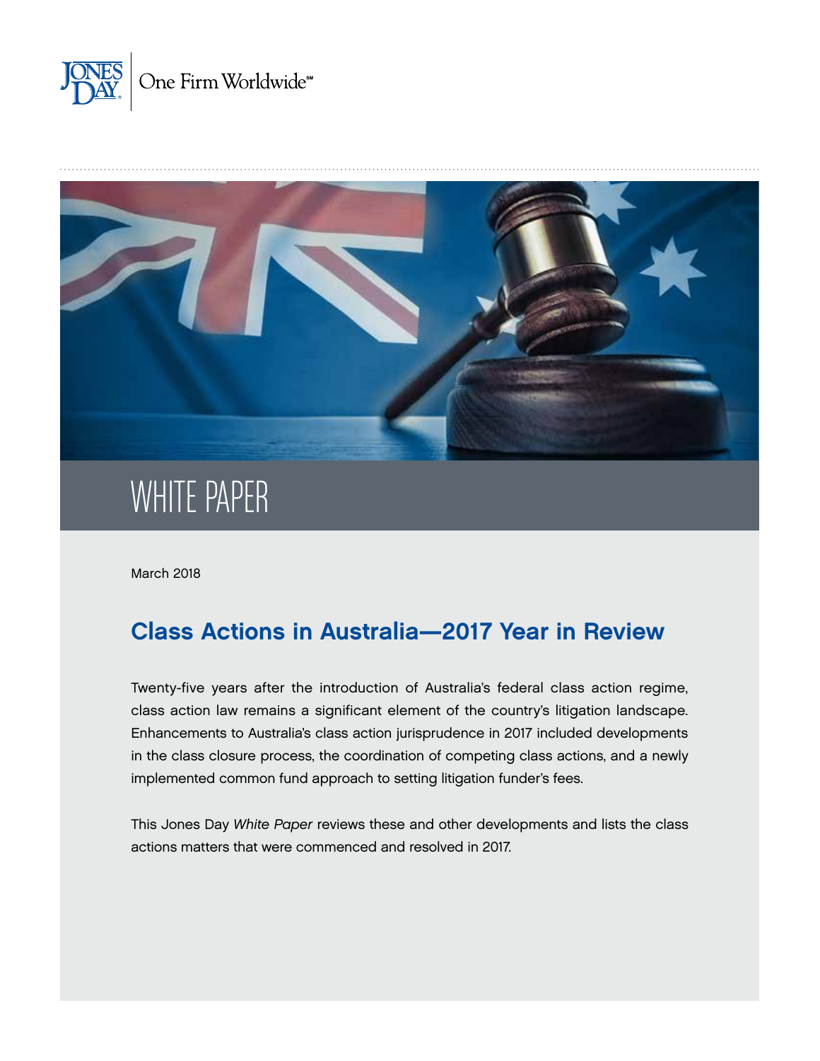JONES DAY | One Firm Worldwide℠

# WHITE PAPER

March 2018

## Class Actions in Australia—2017 Year in Review

Twenty-five years after the introduction of Australia's federal class action regime, class action law remains a significant element of the country's litigation landscape. Enhancements to Australia's class action jurisprudence in 2017 included developments in the class closure process, the coordination of competing class actions, and a newly implemented common fund approach to setting litigation funder's fees.

This Jones Day *White Paper* reviews these and other developments and lists the class actions matters that were commenced and resolved in 2017.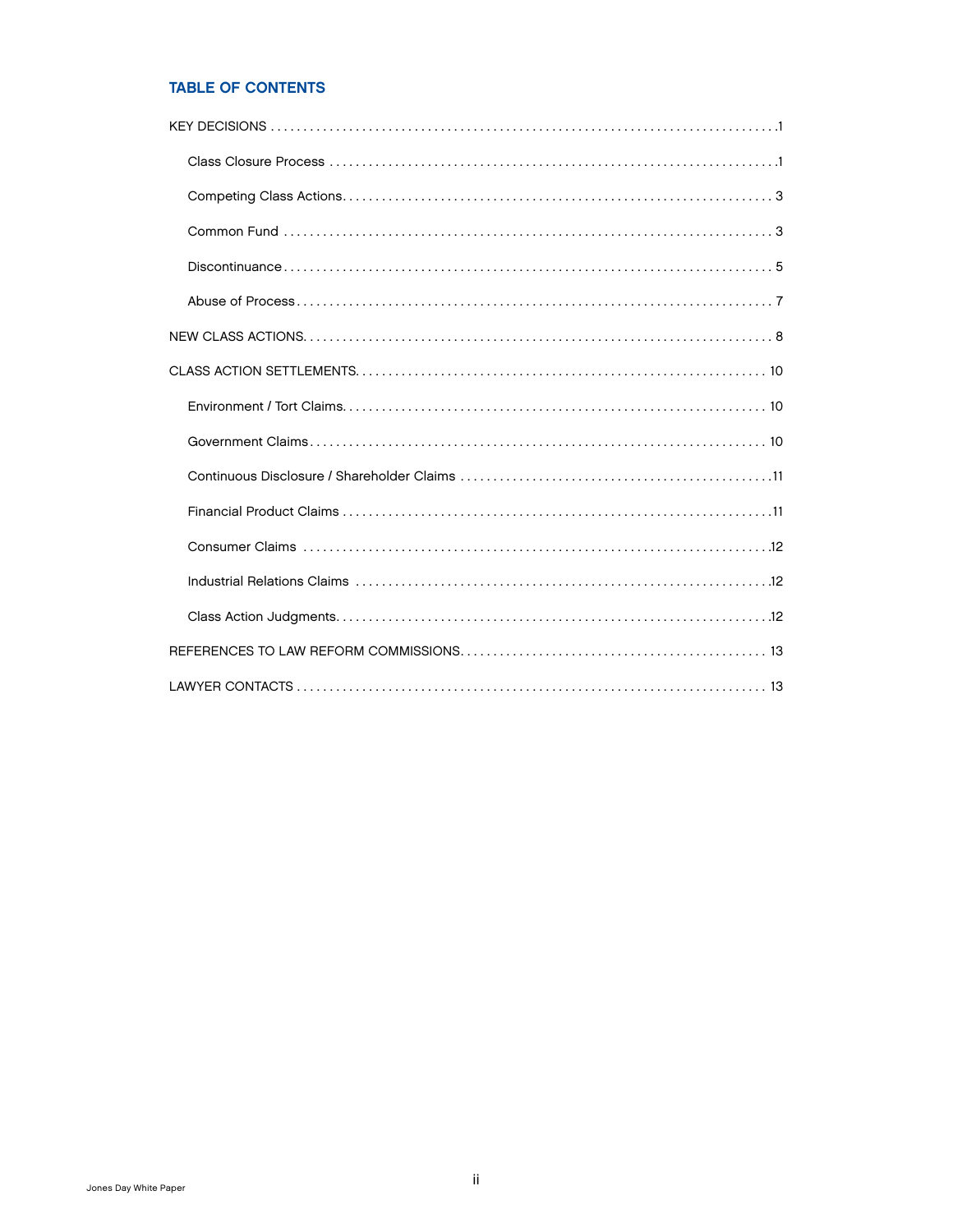## TABLE OF CONTENTS

KEY DECISIONS .......... 1

- Class Closure Process .......... 1
- Competing Class Actions .......... 3
- Common Fund .......... 3
- Discontinuance .......... 5
- Abuse of Process .......... 7

NEW CLASS ACTIONS .......... 8

CLASS ACTION SETTLEMENTS .......... 10

- Environment / Tort Claims .......... 10
- Government Claims .......... 10
- Continuous Disclosure / Shareholder Claims .......... 11
- Financial Product Claims .......... 11
- Consumer Claims .......... 12
- Industrial Relations Claims .......... 12
- Class Action Judgments .......... 12

REFERENCES TO LAW REFORM COMMISSIONS .......... 13

LAWYER CONTACTS .......... 13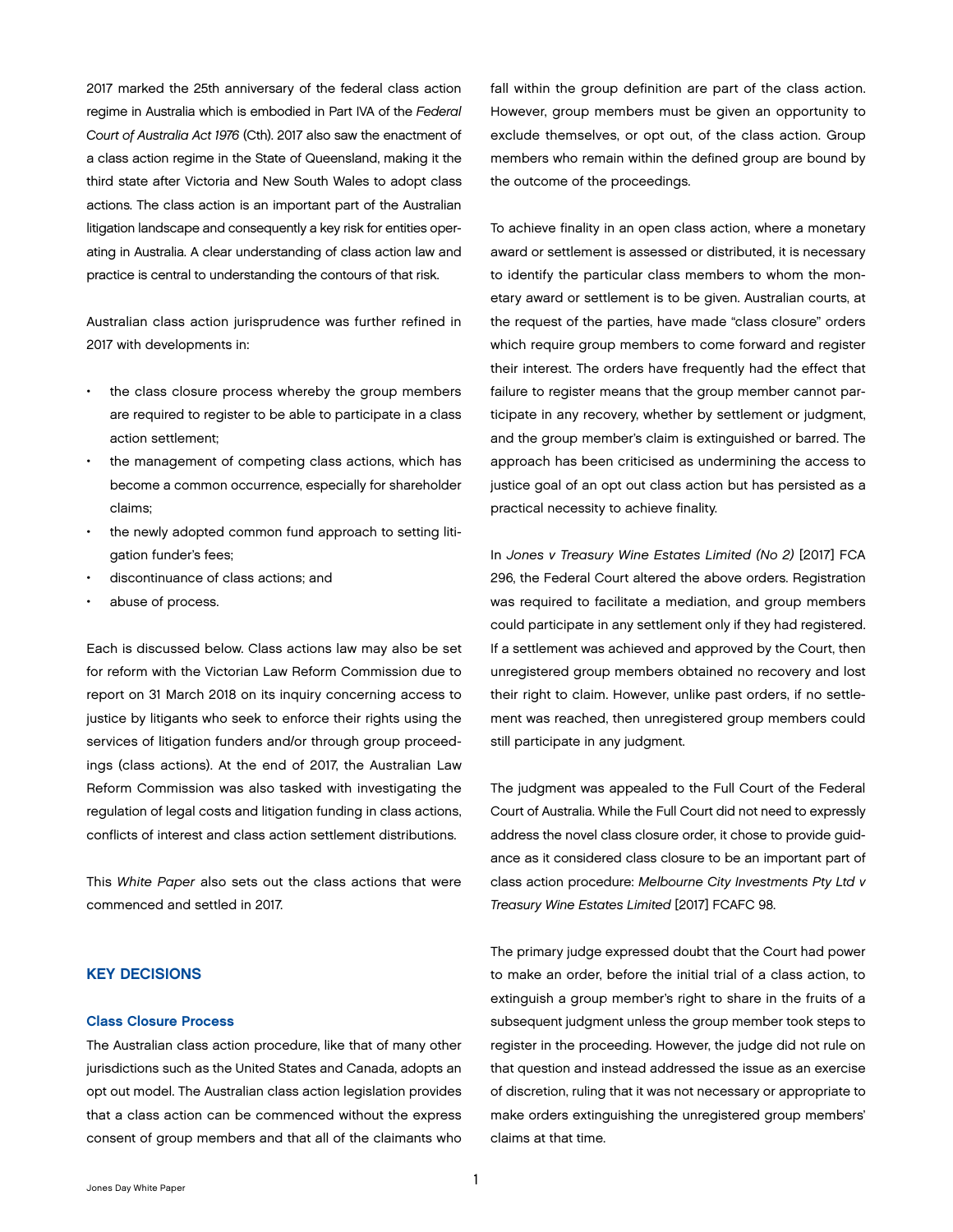2017 marked the 25th anniversary of the federal class action regime in Australia which is embodied in Part IVA of the *Federal Court of Australia Act 1976* (Cth). 2017 also saw the enactment of a class action regime in the State of Queensland, making it the third state after Victoria and New South Wales to adopt class actions. The class action is an important part of the Australian litigation landscape and consequently a key risk for entities operating in Australia. A clear understanding of class action law and practice is central to understanding the contours of that risk.

Australian class action jurisprudence was further refined in 2017 with developments in:

- the class closure process whereby the group members are required to register to be able to participate in a class action settlement;
- the management of competing class actions, which has become a common occurrence, especially for shareholder claims;
- the newly adopted common fund approach to setting litigation funder's fees;
- discontinuance of class actions; and
- abuse of process.

Each is discussed below. Class actions law may also be set for reform with the Victorian Law Reform Commission due to report on 31 March 2018 on its inquiry concerning access to justice by litigants who seek to enforce their rights using the services of litigation funders and/or through group proceedings (class actions). At the end of 2017, the Australian Law Reform Commission was also tasked with investigating the regulation of legal costs and litigation funding in class actions, conflicts of interest and class action settlement distributions.

This *White Paper* also sets out the class actions that were commenced and settled in 2017.

## KEY DECISIONS

### Class Closure Process

The Australian class action procedure, like that of many other jurisdictions such as the United States and Canada, adopts an opt out model. The Australian class action legislation provides that a class action can be commenced without the express consent of group members and that all of the claimants who fall within the group definition are part of the class action. However, group members must be given an opportunity to exclude themselves, or opt out, of the class action. Group members who remain within the defined group are bound by the outcome of the proceedings.

To achieve finality in an open class action, where a monetary award or settlement is assessed or distributed, it is necessary to identify the particular class members to whom the monetary award or settlement is to be given. Australian courts, at the request of the parties, have made "class closure" orders which require group members to come forward and register their interest. The orders have frequently had the effect that failure to register means that the group member cannot participate in any recovery, whether by settlement or judgment, and the group member's claim is extinguished or barred. The approach has been criticised as undermining the access to justice goal of an opt out class action but has persisted as a practical necessity to achieve finality.

In *Jones v Treasury Wine Estates Limited (No 2)* [2017] FCA 296, the Federal Court altered the above orders. Registration was required to facilitate a mediation, and group members could participate in any settlement only if they had registered. If a settlement was achieved and approved by the Court, then unregistered group members obtained no recovery and lost their right to claim. However, unlike past orders, if no settlement was reached, then unregistered group members could still participate in any judgment.

The judgment was appealed to the Full Court of the Federal Court of Australia. While the Full Court did not need to expressly address the novel class closure order, it chose to provide guidance as it considered class closure to be an important part of class action procedure: *Melbourne City Investments Pty Ltd v Treasury Wine Estates Limited* [2017] FCAFC 98.

The primary judge expressed doubt that the Court had power to make an order, before the initial trial of a class action, to extinguish a group member's right to share in the fruits of a subsequent judgment unless the group member took steps to register in the proceeding. However, the judge did not rule on that question and instead addressed the issue as an exercise of discretion, ruling that it was not necessary or appropriate to make orders extinguishing the unregistered group members' claims at that time.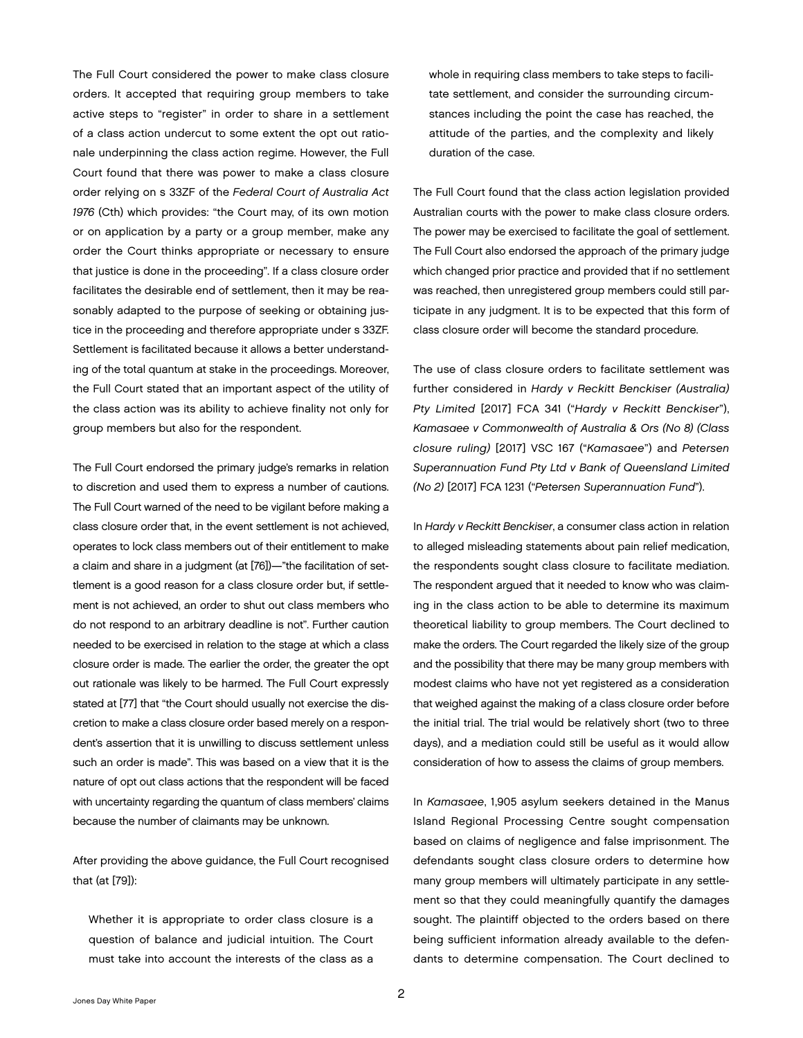The Full Court considered the power to make class closure orders. It accepted that requiring group members to take active steps to "register" in order to share in a settlement of a class action undercut to some extent the opt out rationale underpinning the class action regime. However, the Full Court found that there was power to make a class closure order relying on s 33ZF of the *Federal Court of Australia Act 1976* (Cth) which provides: "the Court may, of its own motion or on application by a party or a group member, make any order the Court thinks appropriate or necessary to ensure that justice is done in the proceeding". If a class closure order facilitates the desirable end of settlement, then it may be reasonably adapted to the purpose of seeking or obtaining justice in the proceeding and therefore appropriate under s 33ZF. Settlement is facilitated because it allows a better understanding of the total quantum at stake in the proceedings. Moreover, the Full Court stated that an important aspect of the utility of the class action was its ability to achieve finality not only for group members but also for the respondent.

The Full Court endorsed the primary judge's remarks in relation to discretion and used them to express a number of cautions. The Full Court warned of the need to be vigilant before making a class closure order that, in the event settlement is not achieved, operates to lock class members out of their entitlement to make a claim and share in a judgment (at [76])—"the facilitation of settlement is a good reason for a class closure order but, if settlement is not achieved, an order to shut out class members who do not respond to an arbitrary deadline is not". Further caution needed to be exercised in relation to the stage at which a class closure order is made. The earlier the order, the greater the opt out rationale was likely to be harmed. The Full Court expressly stated at [77] that "the Court should usually not exercise the discretion to make a class closure order based merely on a respondent's assertion that it is unwilling to discuss settlement unless such an order is made". This was based on a view that it is the nature of opt out class actions that the respondent will be faced with uncertainty regarding the quantum of class members' claims because the number of claimants may be unknown.

After providing the above guidance, the Full Court recognised that (at [79]):

> Whether it is appropriate to order class closure is a question of balance and judicial intuition. The Court must take into account the interests of the class as a whole in requiring class members to take steps to facilitate settlement, and consider the surrounding circumstances including the point the case has reached, the attitude of the parties, and the complexity and likely duration of the case.

The Full Court found that the class action legislation provided Australian courts with the power to make class closure orders. The power may be exercised to facilitate the goal of settlement. The Full Court also endorsed the approach of the primary judge which changed prior practice and provided that if no settlement was reached, then unregistered group members could still participate in any judgment. It is to be expected that this form of class closure order will become the standard procedure.

The use of class closure orders to facilitate settlement was further considered in *Hardy v Reckitt Benckiser (Australia) Pty Limited* [2017] FCA 341 ("*Hardy v Reckitt Benckiser*"), *Kamasaee v Commonwealth of Australia & Ors (No 8) (Class closure ruling)* [2017] VSC 167 ("*Kamasaee*") and *Petersen Superannuation Fund Pty Ltd v Bank of Queensland Limited (No 2)* [2017] FCA 1231 ("*Petersen Superannuation Fund*").

In *Hardy v Reckitt Benckiser*, a consumer class action in relation to alleged misleading statements about pain relief medication, the respondents sought class closure to facilitate mediation. The respondent argued that it needed to know who was claiming in the class action to be able to determine its maximum theoretical liability to group members. The Court declined to make the orders. The Court regarded the likely size of the group and the possibility that there may be many group members with modest claims who have not yet registered as a consideration that weighed against the making of a class closure order before the initial trial. The trial would be relatively short (two to three days), and a mediation could still be useful as it would allow consideration of how to assess the claims of group members.

In *Kamasaee*, 1,905 asylum seekers detained in the Manus Island Regional Processing Centre sought compensation based on claims of negligence and false imprisonment. The defendants sought class closure orders to determine how many group members will ultimately participate in any settlement so that they could meaningfully quantify the damages sought. The plaintiff objected to the orders based on there being sufficient information already available to the defendants to determine compensation. The Court declined to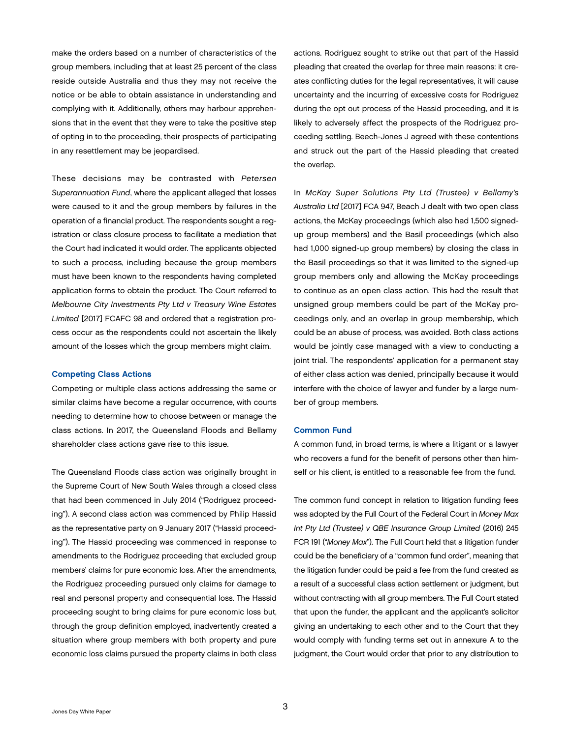make the orders based on a number of characteristics of the group members, including that at least 25 percent of the class reside outside Australia and thus they may not receive the notice or be able to obtain assistance in understanding and complying with it. Additionally, others may harbour apprehensions that in the event that they were to take the positive step of opting in to the proceeding, their prospects of participating in any resettlement may be jeopardised.

These decisions may be contrasted with *Petersen Superannuation Fund*, where the applicant alleged that losses were caused to it and the group members by failures in the operation of a financial product. The respondents sought a registration or class closure process to facilitate a mediation that the Court had indicated it would order. The applicants objected to such a process, including because the group members must have been known to the respondents having completed application forms to obtain the product. The Court referred to *Melbourne City Investments Pty Ltd v Treasury Wine Estates Limited* [2017] FCAFC 98 and ordered that a registration process occur as the respondents could not ascertain the likely amount of the losses which the group members might claim.

### Competing Class Actions

Competing or multiple class actions addressing the same or similar claims have become a regular occurrence, with courts needing to determine how to choose between or manage the class actions. In 2017, the Queensland Floods and Bellamy shareholder class actions gave rise to this issue.

The Queensland Floods class action was originally brought in the Supreme Court of New South Wales through a closed class that had been commenced in July 2014 ("Rodriguez proceeding"). A second class action was commenced by Philip Hassid as the representative party on 9 January 2017 ("Hassid proceeding"). The Hassid proceeding was commenced in response to amendments to the Rodriguez proceeding that excluded group members' claims for pure economic loss. After the amendments, the Rodriguez proceeding pursued only claims for damage to real and personal property and consequential loss. The Hassid proceeding sought to bring claims for pure economic loss but, through the group definition employed, inadvertently created a situation where group members with both property and pure economic loss claims pursued the property claims in both class actions. Rodriguez sought to strike out that part of the Hassid pleading that created the overlap for three main reasons: it creates conflicting duties for the legal representatives, it will cause uncertainty and the incurring of excessive costs for Rodriguez during the opt out process of the Hassid proceeding, and it is likely to adversely affect the prospects of the Rodriguez proceeding settling. Beech-Jones J agreed with these contentions and struck out the part of the Hassid pleading that created the overlap.

In *McKay Super Solutions Pty Ltd (Trustee) v Bellamy's Australia Ltd* [2017] FCA 947, Beach J dealt with two open class actions, the McKay proceedings (which also had 1,500 signed-up group members) and the Basil proceedings (which also had 1,000 signed-up group members) by closing the class in the Basil proceedings so that it was limited to the signed-up group members only and allowing the McKay proceedings to continue as an open class action. This had the result that unsigned group members could be part of the McKay proceedings only, and an overlap in group membership, which could be an abuse of process, was avoided. Both class actions would be jointly case managed with a view to conducting a joint trial. The respondents' application for a permanent stay of either class action was denied, principally because it would interfere with the choice of lawyer and funder by a large number of group members.

### Common Fund

A common fund, in broad terms, is where a litigant or a lawyer who recovers a fund for the benefit of persons other than himself or his client, is entitled to a reasonable fee from the fund.

The common fund concept in relation to litigation funding fees was adopted by the Full Court of the Federal Court in *Money Max Int Pty Ltd (Trustee) v QBE Insurance Group Limited* (2016) 245 FCR 191 ("*Money Max*"). The Full Court held that a litigation funder could be the beneficiary of a "common fund order", meaning that the litigation funder could be paid a fee from the fund created as a result of a successful class action settlement or judgment, but without contracting with all group members. The Full Court stated that upon the funder, the applicant and the applicant's solicitor giving an undertaking to each other and to the Court that they would comply with funding terms set out in annexure A to the judgment, the Court would order that prior to any distribution to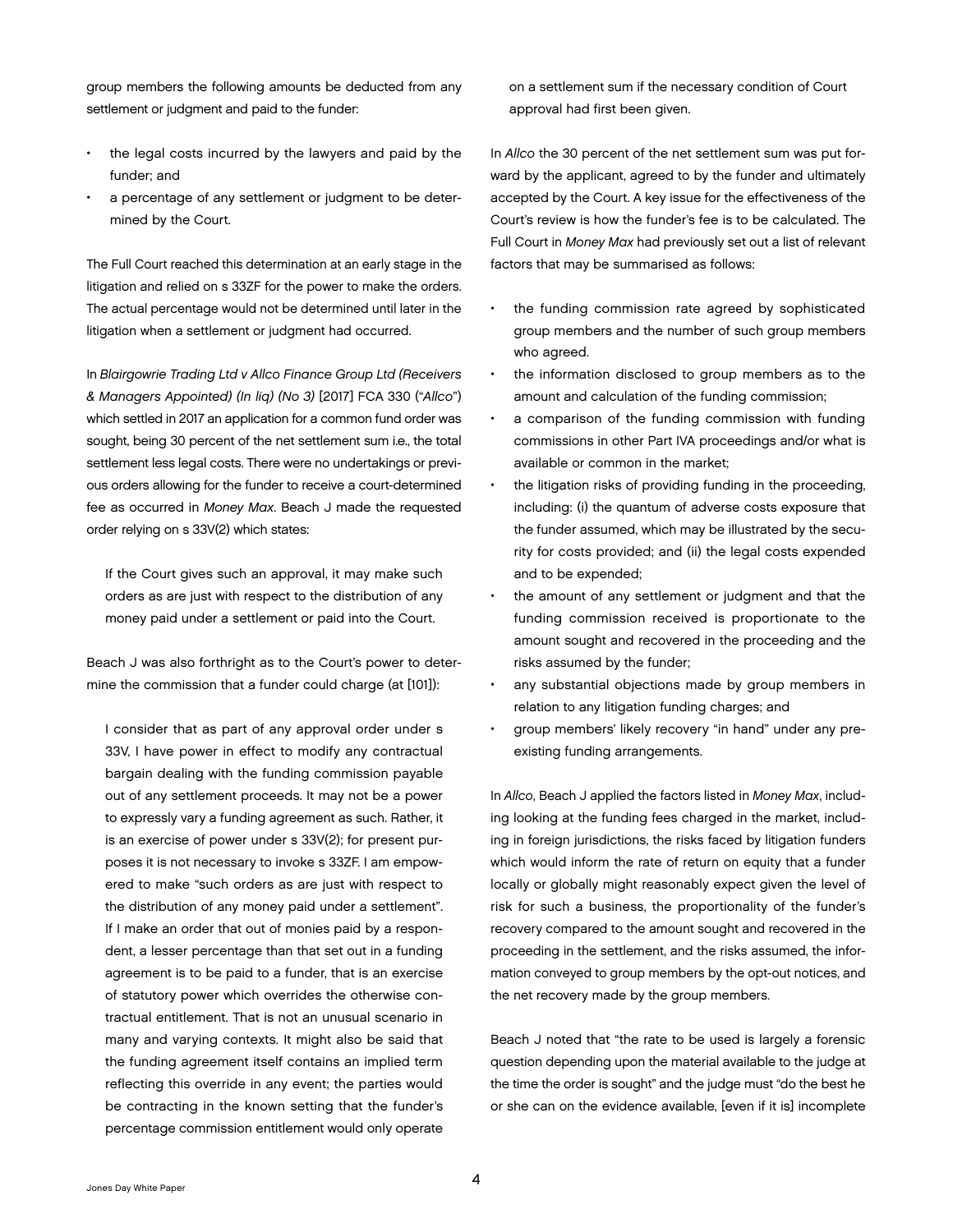group members the following amounts be deducted from any settlement or judgment and paid to the funder:

- the legal costs incurred by the lawyers and paid by the funder; and
- a percentage of any settlement or judgment to be determined by the Court.

The Full Court reached this determination at an early stage in the litigation and relied on s 33ZF for the power to make the orders. The actual percentage would not be determined until later in the litigation when a settlement or judgment had occurred.

In *Blairgowrie Trading Ltd v Allco Finance Group Ltd (Receivers & Managers Appointed) (In liq) (No 3)* [2017] FCA 330 ("*Allco*") which settled in 2017 an application for a common fund order was sought, being 30 percent of the net settlement sum i.e., the total settlement less legal costs. There were no undertakings or previous orders allowing for the funder to receive a court-determined fee as occurred in *Money Max*. Beach J made the requested order relying on s 33V(2) which states:

> If the Court gives such an approval, it may make such orders as are just with respect to the distribution of any money paid under a settlement or paid into the Court.

Beach J was also forthright as to the Court's power to determine the commission that a funder could charge (at [101]):

> I consider that as part of any approval order under s 33V, I have power in effect to modify any contractual bargain dealing with the funding commission payable out of any settlement proceeds. It may not be a power to expressly vary a funding agreement as such. Rather, it is an exercise of power under s 33V(2); for present purposes it is not necessary to invoke s 33ZF. I am empowered to make "such orders as are just with respect to the distribution of any money paid under a settlement". If I make an order that out of monies paid by a respondent, a lesser percentage than that set out in a funding agreement is to be paid to a funder, that is an exercise of statutory power which overrides the otherwise contractual entitlement. That is not an unusual scenario in many and varying contexts. It might also be said that the funding agreement itself contains an implied term reflecting this override in any event; the parties would be contracting in the known setting that the funder's percentage commission entitlement would only operate on a settlement sum if the necessary condition of Court approval had first been given.

In *Allco* the 30 percent of the net settlement sum was put forward by the applicant, agreed to by the funder and ultimately accepted by the Court. A key issue for the effectiveness of the Court's review is how the funder's fee is to be calculated. The Full Court in *Money Max* had previously set out a list of relevant factors that may be summarised as follows:

- the funding commission rate agreed by sophisticated group members and the number of such group members who agreed.
- the information disclosed to group members as to the amount and calculation of the funding commission;
- a comparison of the funding commission with funding commissions in other Part IVA proceedings and/or what is available or common in the market;
- the litigation risks of providing funding in the proceeding, including: (i) the quantum of adverse costs exposure that the funder assumed, which may be illustrated by the security for costs provided; and (ii) the legal costs expended and to be expended;
- the amount of any settlement or judgment and that the funding commission received is proportionate to the amount sought and recovered in the proceeding and the risks assumed by the funder;
- any substantial objections made by group members in relation to any litigation funding charges; and
- group members' likely recovery "in hand" under any pre-existing funding arrangements.

In *Allco*, Beach J applied the factors listed in *Money Max*, including looking at the funding fees charged in the market, including in foreign jurisdictions, the risks faced by litigation funders which would inform the rate of return on equity that a funder locally or globally might reasonably expect given the level of risk for such a business, the proportionality of the funder's recovery compared to the amount sought and recovered in the proceeding in the settlement, and the risks assumed, the information conveyed to group members by the opt-out notices, and the net recovery made by the group members.

Beach J noted that "the rate to be used is largely a forensic question depending upon the material available to the judge at the time the order is sought" and the judge must "do the best he or she can on the evidence available, [even if it is] incomplete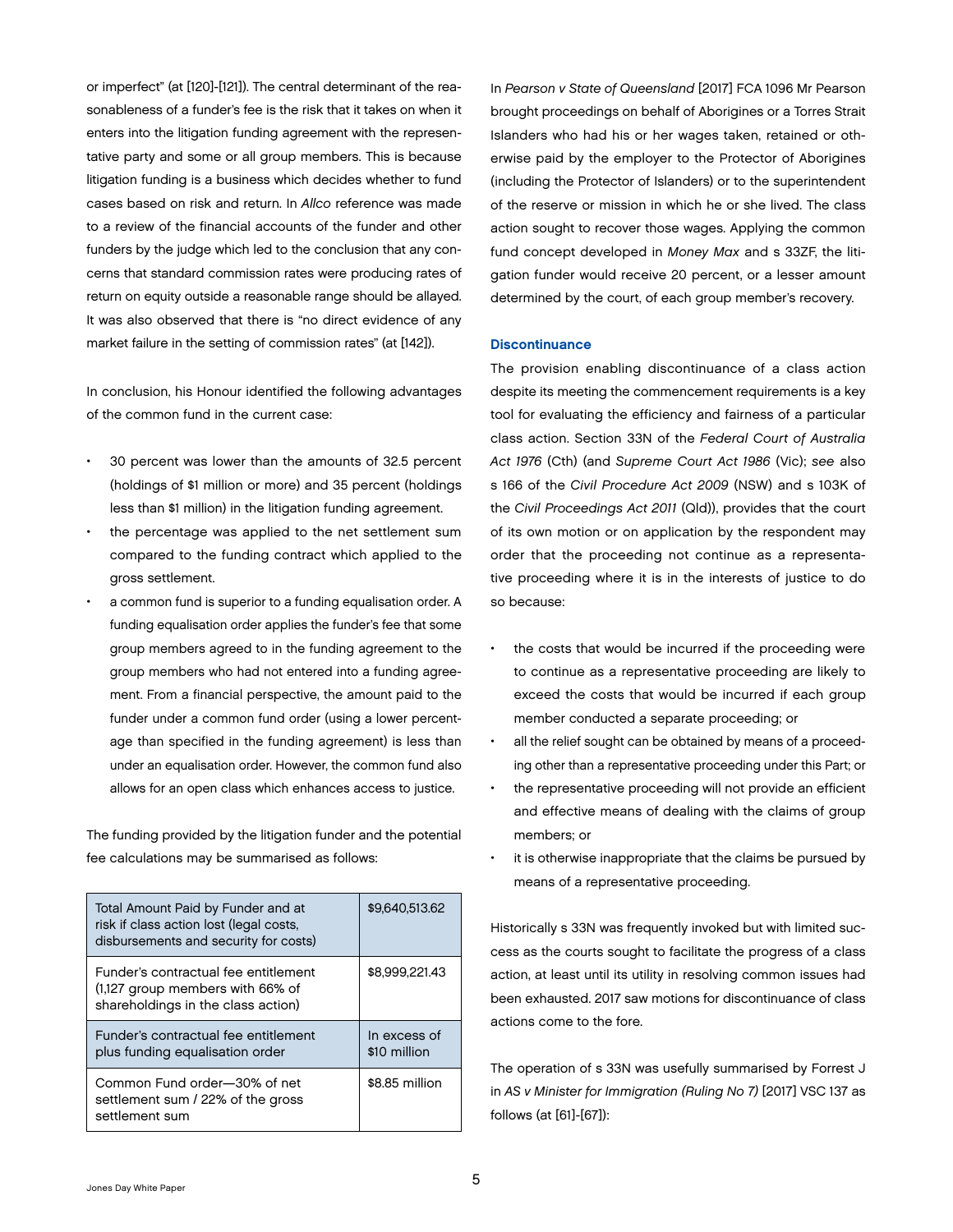or imperfect" (at [120]-[121]). The central determinant of the reasonableness of a funder's fee is the risk that it takes on when it enters into the litigation funding agreement with the representative party and some or all group members. This is because litigation funding is a business which decides whether to fund cases based on risk and return. In *Allco* reference was made to a review of the financial accounts of the funder and other funders by the judge which led to the conclusion that any concerns that standard commission rates were producing rates of return on equity outside a reasonable range should be allayed. It was also observed that there is "no direct evidence of any market failure in the setting of commission rates" (at [142]).

In conclusion, his Honour identified the following advantages of the common fund in the current case:

- 30 percent was lower than the amounts of 32.5 percent (holdings of $1 million or more) and 35 percent (holdings less than $1 million) in the litigation funding agreement.
- the percentage was applied to the net settlement sum compared to the funding contract which applied to the gross settlement.
- a common fund is superior to a funding equalisation order. A funding equalisation order applies the funder's fee that some group members agreed to in the funding agreement to the group members who had not entered into a funding agreement. From a financial perspective, the amount paid to the funder under a common fund order (using a lower percentage than specified in the funding agreement) is less than under an equalisation order. However, the common fund also allows for an open class which enhances access to justice.

The funding provided by the litigation funder and the potential fee calculations may be summarised as follows:

| | |
|---|---|
| Total Amount Paid by Funder and at risk if class action lost (legal costs, disbursements and security for costs) | $9,640,513.62 |
| Funder's contractual fee entitlement (1,127 group members with 66% of shareholdings in the class action) | $8,999,221.43 |
| Funder's contractual fee entitlement plus funding equalisation order | In excess of $10 million |
| Common Fund order—30% of net settlement sum / 22% of the gross settlement sum | $8.85 million |

In *Pearson v State of Queensland* [2017] FCA 1096 Mr Pearson brought proceedings on behalf of Aborigines or a Torres Strait Islanders who had his or her wages taken, retained or otherwise paid by the employer to the Protector of Aborigines (including the Protector of Islanders) or to the superintendent of the reserve or mission in which he or she lived. The class action sought to recover those wages. Applying the common fund concept developed in *Money Max* and s 33ZF, the litigation funder would receive 20 percent, or a lesser amount determined by the court, of each group member's recovery.

### Discontinuance

The provision enabling discontinuance of a class action despite its meeting the commencement requirements is a key tool for evaluating the efficiency and fairness of a particular class action. Section 33N of the *Federal Court of Australia Act 1976* (Cth) (and *Supreme Court Act 1986* (Vic); *see* also s 166 of the *Civil Procedure Act 2009* (NSW) and s 103K of the *Civil Proceedings Act 2011* (Qld)), provides that the court of its own motion or on application by the respondent may order that the proceeding not continue as a representative proceeding where it is in the interests of justice to do so because:

- the costs that would be incurred if the proceeding were to continue as a representative proceeding are likely to exceed the costs that would be incurred if each group member conducted a separate proceeding; or
- all the relief sought can be obtained by means of a proceeding other than a representative proceeding under this Part; or
- the representative proceeding will not provide an efficient and effective means of dealing with the claims of group members; or
- it is otherwise inappropriate that the claims be pursued by means of a representative proceeding.

Historically s 33N was frequently invoked but with limited success as the courts sought to facilitate the progress of a class action, at least until its utility in resolving common issues had been exhausted. 2017 saw motions for discontinuance of class actions come to the fore.

The operation of s 33N was usefully summarised by Forrest J in *AS v Minister for Immigration (Ruling No 7)* [2017] VSC 137 as follows (at [61]-[67]):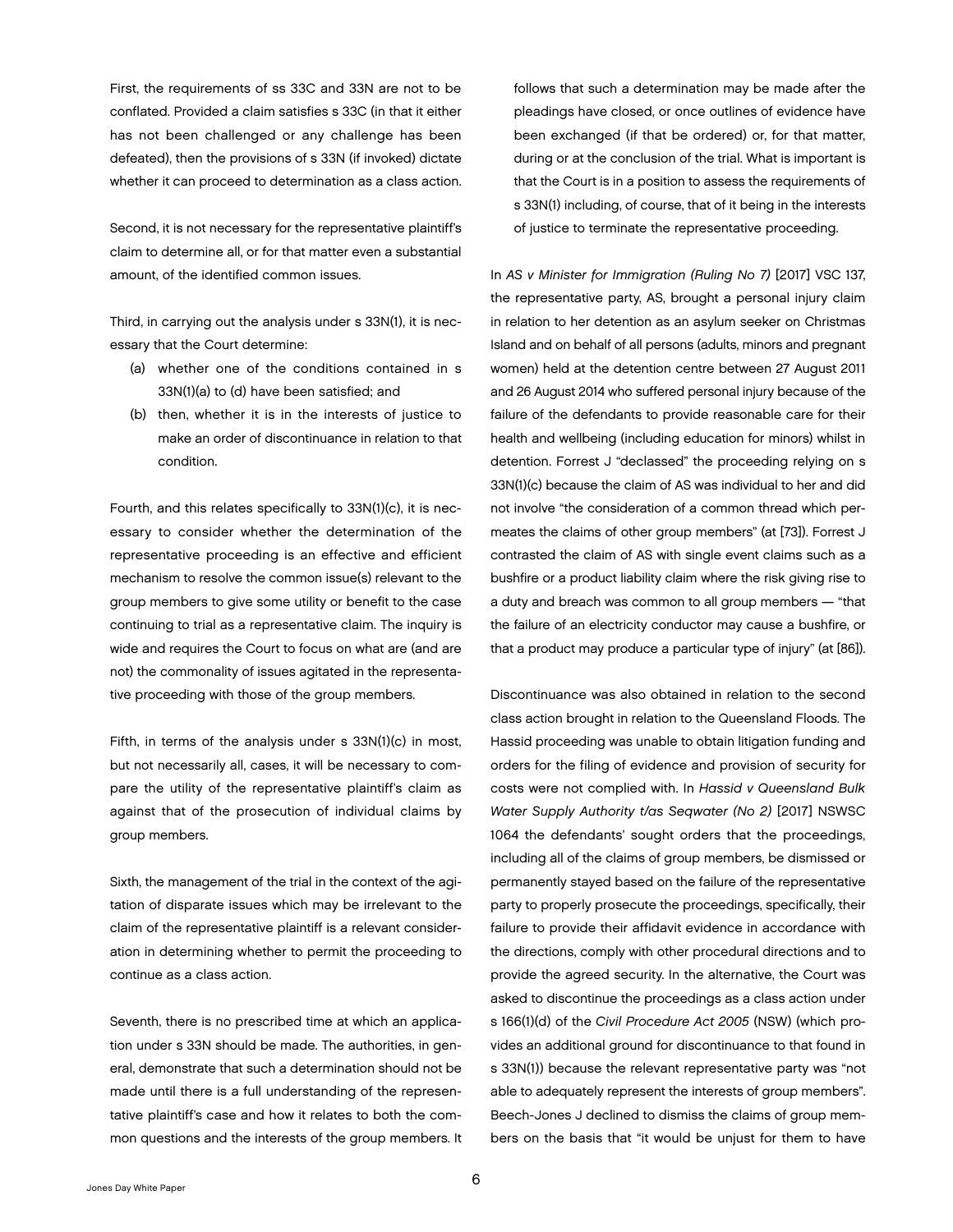First, the requirements of ss 33C and 33N are not to be conflated. Provided a claim satisfies s 33C (in that it either has not been challenged or any challenge has been defeated), then the provisions of s 33N (if invoked) dictate whether it can proceed to determination as a class action.

Second, it is not necessary for the representative plaintiff's claim to determine all, or for that matter even a substantial amount, of the identified common issues.

Third, in carrying out the analysis under s 33N(1), it is necessary that the Court determine:

(a) whether one of the conditions contained in s 33N(1)(a) to (d) have been satisfied; and
(b) then, whether it is in the interests of justice to make an order of discontinuance in relation to that condition.

Fourth, and this relates specifically to 33N(1)(c), it is necessary to consider whether the determination of the representative proceeding is an effective and efficient mechanism to resolve the common issue(s) relevant to the group members to give some utility or benefit to the case continuing to trial as a representative claim. The inquiry is wide and requires the Court to focus on what are (and are not) the commonality of issues agitated in the representative proceeding with those of the group members.

Fifth, in terms of the analysis under s 33N(1)(c) in most, but not necessarily all, cases, it will be necessary to compare the utility of the representative plaintiff's claim as against that of the prosecution of individual claims by group members.

Sixth, the management of the trial in the context of the agitation of disparate issues which may be irrelevant to the claim of the representative plaintiff is a relevant consideration in determining whether to permit the proceeding to continue as a class action.

Seventh, there is no prescribed time at which an application under s 33N should be made. The authorities, in general, demonstrate that such a determination should not be made until there is a full understanding of the representative plaintiff's case and how it relates to both the common questions and the interests of the group members. It follows that such a determination may be made after the pleadings have closed, or once outlines of evidence have been exchanged (if that be ordered) or, for that matter, during or at the conclusion of the trial. What is important is that the Court is in a position to assess the requirements of s 33N(1) including, of course, that of it being in the interests of justice to terminate the representative proceeding.

In *AS v Minister for Immigration (Ruling No 7)* [2017] VSC 137, the representative party, AS, brought a personal injury claim in relation to her detention as an asylum seeker on Christmas Island and on behalf of all persons (adults, minors and pregnant women) held at the detention centre between 27 August 2011 and 26 August 2014 who suffered personal injury because of the failure of the defendants to provide reasonable care for their health and wellbeing (including education for minors) whilst in detention. Forrest J "declassed" the proceeding relying on s 33N(1)(c) because the claim of AS was individual to her and did not involve "the consideration of a common thread which permeates the claims of other group members" (at [73]). Forrest J contrasted the claim of AS with single event claims such as a bushfire or a product liability claim where the risk giving rise to a duty and breach was common to all group members — "that the failure of an electricity conductor may cause a bushfire, or that a product may produce a particular type of injury" (at [86]).

Discontinuance was also obtained in relation to the second class action brought in relation to the Queensland Floods. The Hassid proceeding was unable to obtain litigation funding and orders for the filing of evidence and provision of security for costs were not complied with. In *Hassid v Queensland Bulk Water Supply Authority t/as Seqwater (No 2)* [2017] NSWSC 1064 the defendants' sought orders that the proceedings, including all of the claims of group members, be dismissed or permanently stayed based on the failure of the representative party to properly prosecute the proceedings, specifically, their failure to provide their affidavit evidence in accordance with the directions, comply with other procedural directions and to provide the agreed security. In the alternative, the Court was asked to discontinue the proceedings as a class action under s 166(1)(d) of the *Civil Procedure Act 2005* (NSW) (which provides an additional ground for discontinuance to that found in s 33N(1)) because the relevant representative party was "not able to adequately represent the interests of group members". Beech-Jones J declined to dismiss the claims of group members on the basis that "it would be unjust for them to have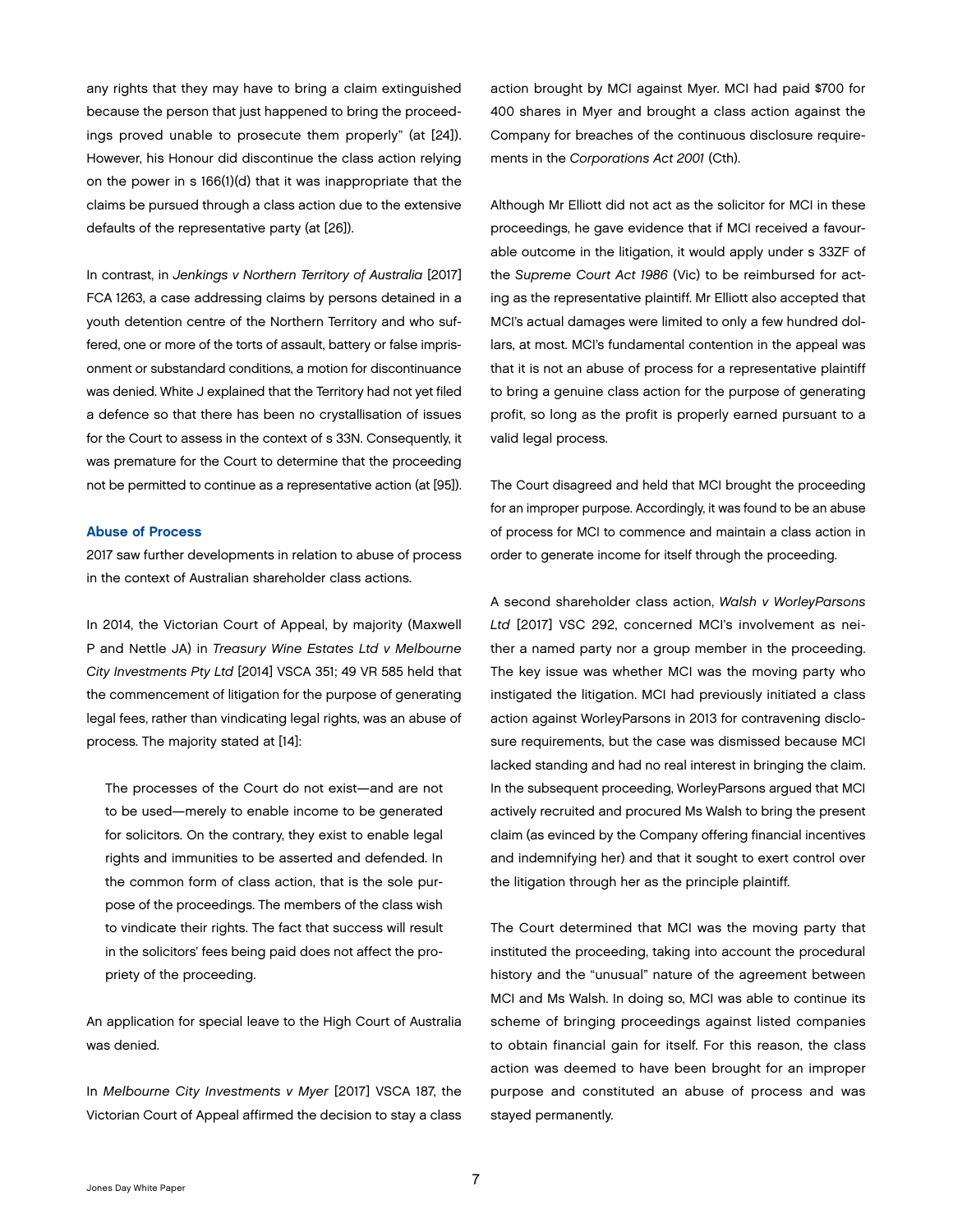any rights that they may have to bring a claim extinguished because the person that just happened to bring the proceedings proved unable to prosecute them properly" (at [24]). However, his Honour did discontinue the class action relying on the power in s 166(1)(d) that it was inappropriate that the claims be pursued through a class action due to the extensive defaults of the representative party (at [26]).

In contrast, in *Jenkings v Northern Territory of Australia* [2017] FCA 1263, a case addressing claims by persons detained in a youth detention centre of the Northern Territory and who suffered, one or more of the torts of assault, battery or false imprisonment or substandard conditions, a motion for discontinuance was denied. White J explained that the Territory had not yet filed a defence so that there has been no crystallisation of issues for the Court to assess in the context of s 33N. Consequently, it was premature for the Court to determine that the proceeding not be permitted to continue as a representative action (at [95]).

### Abuse of Process

2017 saw further developments in relation to abuse of process in the context of Australian shareholder class actions.

In 2014, the Victorian Court of Appeal, by majority (Maxwell P and Nettle JA) in *Treasury Wine Estates Ltd v Melbourne City Investments Pty Ltd* [2014] VSCA 351; 49 VR 585 held that the commencement of litigation for the purpose of generating legal fees, rather than vindicating legal rights, was an abuse of process. The majority stated at [14]:

> The processes of the Court do not exist—and are not to be used—merely to enable income to be generated for solicitors. On the contrary, they exist to enable legal rights and immunities to be asserted and defended. In the common form of class action, that is the sole purpose of the proceedings. The members of the class wish to vindicate their rights. The fact that success will result in the solicitors' fees being paid does not affect the propriety of the proceeding.

An application for special leave to the High Court of Australia was denied.

In *Melbourne City Investments v Myer* [2017] VSCA 187, the Victorian Court of Appeal affirmed the decision to stay a class action brought by MCI against Myer. MCI had paid $700 for 400 shares in Myer and brought a class action against the Company for breaches of the continuous disclosure requirements in the *Corporations Act 2001* (Cth).

Although Mr Elliott did not act as the solicitor for MCI in these proceedings, he gave evidence that if MCI received a favourable outcome in the litigation, it would apply under s 33ZF of the *Supreme Court Act 1986* (Vic) to be reimbursed for acting as the representative plaintiff. Mr Elliott also accepted that MCI's actual damages were limited to only a few hundred dollars, at most. MCI's fundamental contention in the appeal was that it is not an abuse of process for a representative plaintiff to bring a genuine class action for the purpose of generating profit, so long as the profit is properly earned pursuant to a valid legal process.

The Court disagreed and held that MCI brought the proceeding for an improper purpose. Accordingly, it was found to be an abuse of process for MCI to commence and maintain a class action in order to generate income for itself through the proceeding.

A second shareholder class action, *Walsh v WorleyParsons Ltd* [2017] VSC 292, concerned MCI's involvement as neither a named party nor a group member in the proceeding. The key issue was whether MCI was the moving party who instigated the litigation. MCI had previously initiated a class action against WorleyParsons in 2013 for contravening disclosure requirements, but the case was dismissed because MCI lacked standing and had no real interest in bringing the claim. In the subsequent proceeding, WorleyParsons argued that MCI actively recruited and procured Ms Walsh to bring the present claim (as evinced by the Company offering financial incentives and indemnifying her) and that it sought to exert control over the litigation through her as the principle plaintiff.

The Court determined that MCI was the moving party that instituted the proceeding, taking into account the procedural history and the "unusual" nature of the agreement between MCI and Ms Walsh. In doing so, MCI was able to continue its scheme of bringing proceedings against listed companies to obtain financial gain for itself. For this reason, the class action was deemed to have been brought for an improper purpose and constituted an abuse of process and was stayed permanently.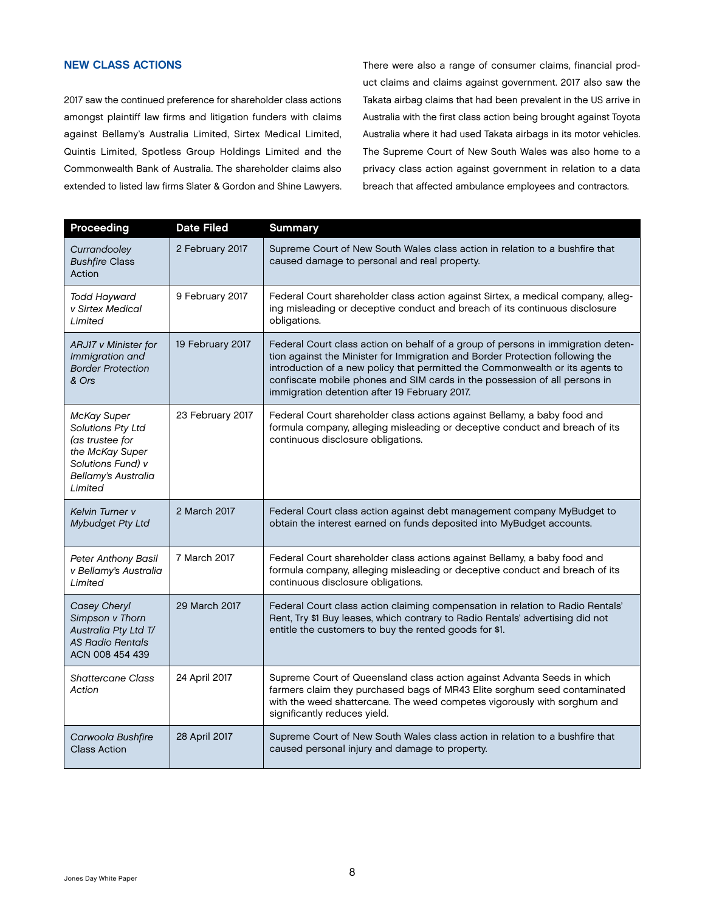## NEW CLASS ACTIONS

2017 saw the continued preference for shareholder class actions amongst plaintiff law firms and litigation funders with claims against Bellamy's Australia Limited, Sirtex Medical Limited, Quintis Limited, Spotless Group Holdings Limited and the Commonwealth Bank of Australia. The shareholder claims also extended to listed law firms Slater & Gordon and Shine Lawyers.

There were also a range of consumer claims, financial product claims and claims against government. 2017 also saw the Takata airbag claims that had been prevalent in the US arrive in Australia with the first class action being brought against Toyota Australia where it had used Takata airbags in its motor vehicles. The Supreme Court of New South Wales was also home to a privacy class action against government in relation to a data breach that affected ambulance employees and contractors.

| Proceeding | Date Filed | Summary |
| --- | --- | --- |
| *Currandooley Bushfire* Class Action | 2 February 2017 | Supreme Court of New South Wales class action in relation to a bushfire that caused damage to personal and real property. |
| *Todd Hayward v Sirtex Medical Limited* | 9 February 2017 | Federal Court shareholder class action against Sirtex, a medical company, alleging misleading or deceptive conduct and breach of its continuous disclosure obligations. |
| *ARJ17 v Minister for Immigration and Border Protection & Ors* | 19 February 2017 | Federal Court class action on behalf of a group of persons in immigration detention against the Minister for Immigration and Border Protection following the introduction of a new policy that permitted the Commonwealth or its agents to confiscate mobile phones and SIM cards in the possession of all persons in immigration detention after 19 February 2017. |
| *McKay Super Solutions Pty Ltd (as trustee for the McKay Super Solutions Fund) v Bellamy's Australia Limited* | 23 February 2017 | Federal Court shareholder class actions against Bellamy, a baby food and formula company, alleging misleading or deceptive conduct and breach of its continuous disclosure obligations. |
| *Kelvin Turner v Mybudget Pty Ltd* | 2 March 2017 | Federal Court class action against debt management company MyBudget to obtain the interest earned on funds deposited into MyBudget accounts. |
| *Peter Anthony Basil v Bellamy's Australia Limited* | 7 March 2017 | Federal Court shareholder class actions against Bellamy, a baby food and formula company, alleging misleading or deceptive conduct and breach of its continuous disclosure obligations. |
| *Casey Cheryl Simpson v Thorn Australia Pty Ltd T/AS Radio Rentals* ACN 008 454 439 | 29 March 2017 | Federal Court class action claiming compensation in relation to Radio Rentals' Rent, Try $1 Buy leases, which contrary to Radio Rentals' advertising did not entitle the customers to buy the rented goods for $1. |
| *Shattercane Class Action* | 24 April 2017 | Supreme Court of Queensland class action against Advanta Seeds in which farmers claim they purchased bags of MR43 Elite sorghum seed contaminated with the weed shattercane. The weed competes vigorously with sorghum and significantly reduces yield. |
| *Carwoola Bushfire* Class Action | 28 April 2017 | Supreme Court of New South Wales class action in relation to a bushfire that caused personal injury and damage to property. |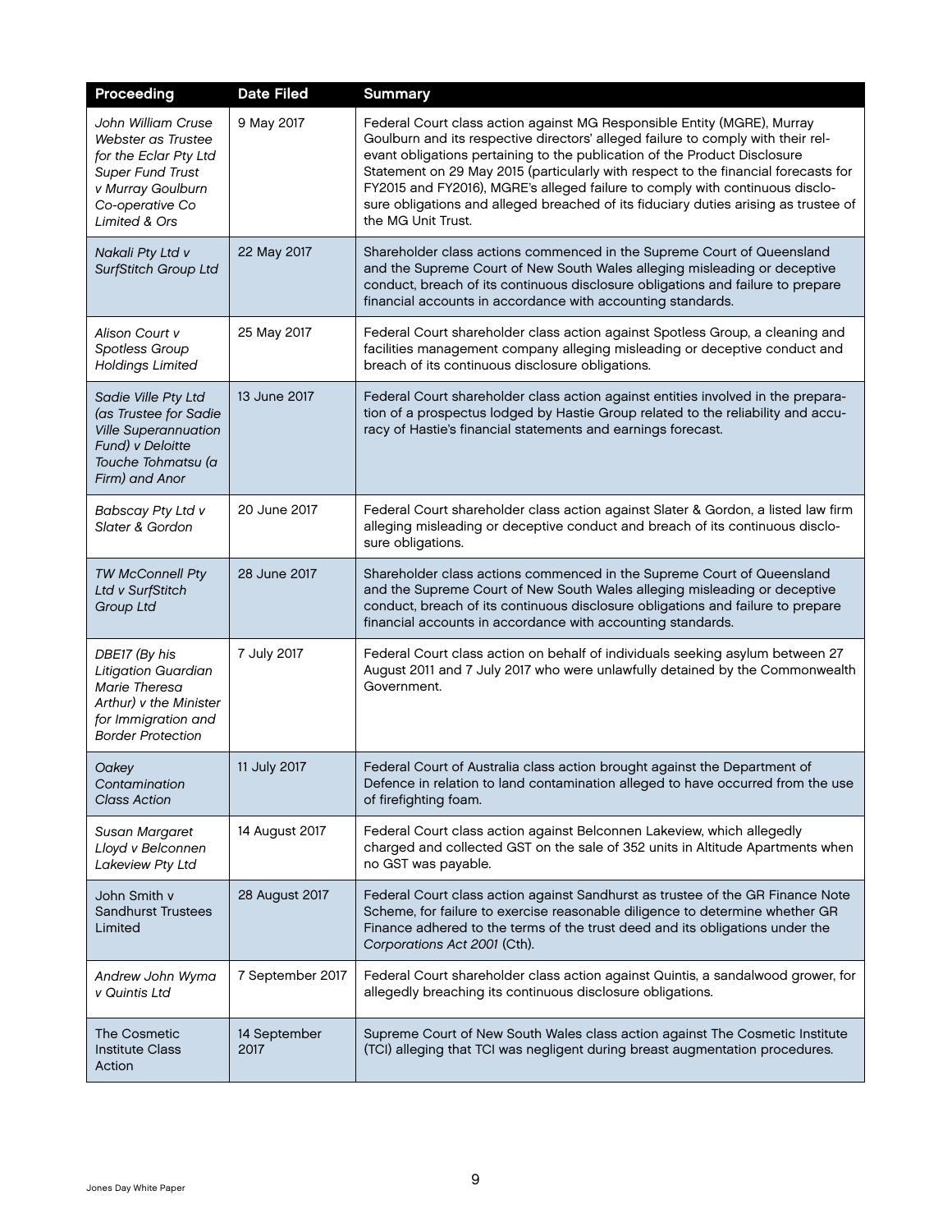| Proceeding | Date Filed | Summary |
|---|---|---|
| *John William Cruse Webster as Trustee for the Eclar Pty Ltd Super Fund Trust v Murray Goulburn Co-operative Co Limited & Ors* | 9 May 2017 | Federal Court class action against MG Responsible Entity (MGRE), Murray Goulburn and its respective directors' alleged failure to comply with their relevant obligations pertaining to the publication of the Product Disclosure Statement on 29 May 2015 (particularly with respect to the financial forecasts for FY2015 and FY2016), MGRE's alleged failure to comply with continuous disclosure obligations and alleged breached of its fiduciary duties arising as trustee of the MG Unit Trust. |
| *Nakali Pty Ltd v SurfStitch Group Ltd* | 22 May 2017 | Shareholder class actions commenced in the Supreme Court of Queensland and the Supreme Court of New South Wales alleging misleading or deceptive conduct, breach of its continuous disclosure obligations and failure to prepare financial accounts in accordance with accounting standards. |
| *Alison Court v Spotless Group Holdings Limited* | 25 May 2017 | Federal Court shareholder class action against Spotless Group, a cleaning and facilities management company alleging misleading or deceptive conduct and breach of its continuous disclosure obligations. |
| *Sadie Ville Pty Ltd (as Trustee for Sadie Ville Superannuation Fund) v Deloitte Touche Tohmatsu (a Firm) and Anor* | 13 June 2017 | Federal Court shareholder class action against entities involved in the preparation of a prospectus lodged by Hastie Group related to the reliability and accuracy of Hastie's financial statements and earnings forecast. |
| *Babscay Pty Ltd v Slater & Gordon* | 20 June 2017 | Federal Court shareholder class action against Slater & Gordon, a listed law firm alleging misleading or deceptive conduct and breach of its continuous disclosure obligations. |
| *TW McConnell Pty Ltd v SurfStitch Group Ltd* | 28 June 2017 | Shareholder class actions commenced in the Supreme Court of Queensland and the Supreme Court of New South Wales alleging misleading or deceptive conduct, breach of its continuous disclosure obligations and failure to prepare financial accounts in accordance with accounting standards. |
| *DBE17 (By his Litigation Guardian Marie Theresa Arthur) v the Minister for Immigration and Border Protection* | 7 July 2017 | Federal Court class action on behalf of individuals seeking asylum between 27 August 2011 and 7 July 2017 who were unlawfully detained by the Commonwealth Government. |
| *Oakey Contamination Class Action* | 11 July 2017 | Federal Court of Australia class action brought against the Department of Defence in relation to land contamination alleged to have occurred from the use of firefighting foam. |
| *Susan Margaret Lloyd v Belconnen Lakeview Pty Ltd* | 14 August 2017 | Federal Court class action against Belconnen Lakeview, which allegedly charged and collected GST on the sale of 352 units in Altitude Apartments when no GST was payable. |
| John Smith v Sandhurst Trustees Limited | 28 August 2017 | Federal Court class action against Sandhurst as trustee of the GR Finance Note Scheme, for failure to exercise reasonable diligence to determine whether GR Finance adhered to the terms of the trust deed and its obligations under the *Corporations Act 2001* (Cth). |
| *Andrew John Wyma v Quintis Ltd* | 7 September 2017 | Federal Court shareholder class action against Quintis, a sandalwood grower, for allegedly breaching its continuous disclosure obligations. |
| The Cosmetic Institute Class Action | 14 September 2017 | Supreme Court of New South Wales class action against The Cosmetic Institute (TCI) alleging that TCI was negligent during breast augmentation procedures. |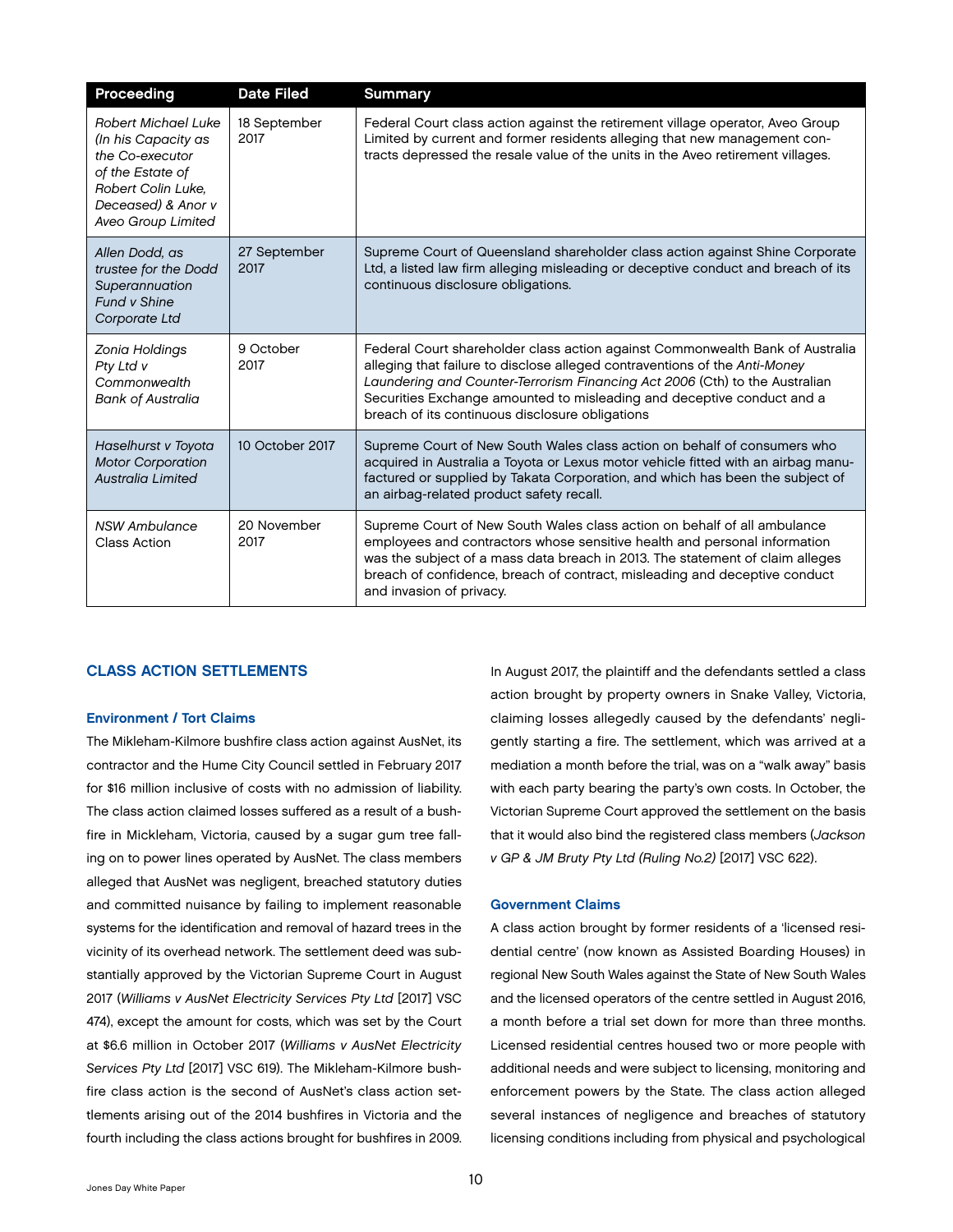| Proceeding | Date Filed | Summary |
| --- | --- | --- |
| *Robert Michael Luke (In his Capacity as the Co-executor of the Estate of Robert Colin Luke, Deceased) & Anor v Aveo Group Limited* | 18 September 2017 | Federal Court class action against the retirement village operator, Aveo Group Limited by current and former residents alleging that new management contracts depressed the resale value of the units in the Aveo retirement villages. |
| *Allen Dodd, as trustee for the Dodd Superannuation Fund v Shine Corporate Ltd* | 27 September 2017 | Supreme Court of Queensland shareholder class action against Shine Corporate Ltd, a listed law firm alleging misleading or deceptive conduct and breach of its continuous disclosure obligations. |
| *Zonia Holdings Pty Ltd v Commonwealth Bank of Australia* | 9 October 2017 | Federal Court shareholder class action against Commonwealth Bank of Australia alleging that failure to disclose alleged contraventions of the *Anti-Money Laundering and Counter-Terrorism Financing Act 2006* (Cth) to the Australian Securities Exchange amounted to misleading and deceptive conduct and a breach of its continuous disclosure obligations |
| *Haselhurst v Toyota Motor Corporation Australia Limited* | 10 October 2017 | Supreme Court of New South Wales class action on behalf of consumers who acquired in Australia a Toyota or Lexus motor vehicle fitted with an airbag manufactured or supplied by Takata Corporation, and which has been the subject of an airbag-related product safety recall. |
| *NSW Ambulance* Class Action | 20 November 2017 | Supreme Court of New South Wales class action on behalf of all ambulance employees and contractors whose sensitive health and personal information was the subject of a mass data breach in 2013. The statement of claim alleges breach of confidence, breach of contract, misleading and deceptive conduct and invasion of privacy. |

## CLASS ACTION SETTLEMENTS

### Environment / Tort Claims

The Mikleham-Kilmore bushfire class action against AusNet, its contractor and the Hume City Council settled in February 2017 for $16 million inclusive of costs with no admission of liability. The class action claimed losses suffered as a result of a bushfire in Mickleham, Victoria, caused by a sugar gum tree falling on to power lines operated by AusNet. The class members alleged that AusNet was negligent, breached statutory duties and committed nuisance by failing to implement reasonable systems for the identification and removal of hazard trees in the vicinity of its overhead network. The settlement deed was substantially approved by the Victorian Supreme Court in August 2017 (*Williams v AusNet Electricity Services Pty Ltd* [2017] VSC 474), except the amount for costs, which was set by the Court at $6.6 million in October 2017 (*Williams v AusNet Electricity Services Pty Ltd* [2017] VSC 619). The Mikleham-Kilmore bushfire class action is the second of AusNet's class action settlements arising out of the 2014 bushfires in Victoria and the fourth including the class actions brought for bushfires in 2009.

In August 2017, the plaintiff and the defendants settled a class action brought by property owners in Snake Valley, Victoria, claiming losses allegedly caused by the defendants' negligently starting a fire. The settlement, which was arrived at a mediation a month before the trial, was on a "walk away" basis with each party bearing the party's own costs. In October, the Victorian Supreme Court approved the settlement on the basis that it would also bind the registered class members (*Jackson v GP & JM Bruty Pty Ltd (Ruling No.2)* [2017] VSC 622).

### Government Claims

A class action brought by former residents of a 'licensed residential centre' (now known as Assisted Boarding Houses) in regional New South Wales against the State of New South Wales and the licensed operators of the centre settled in August 2016, a month before a trial set down for more than three months. Licensed residential centres housed two or more people with additional needs and were subject to licensing, monitoring and enforcement powers by the State. The class action alleged several instances of negligence and breaches of statutory licensing conditions including from physical and psychological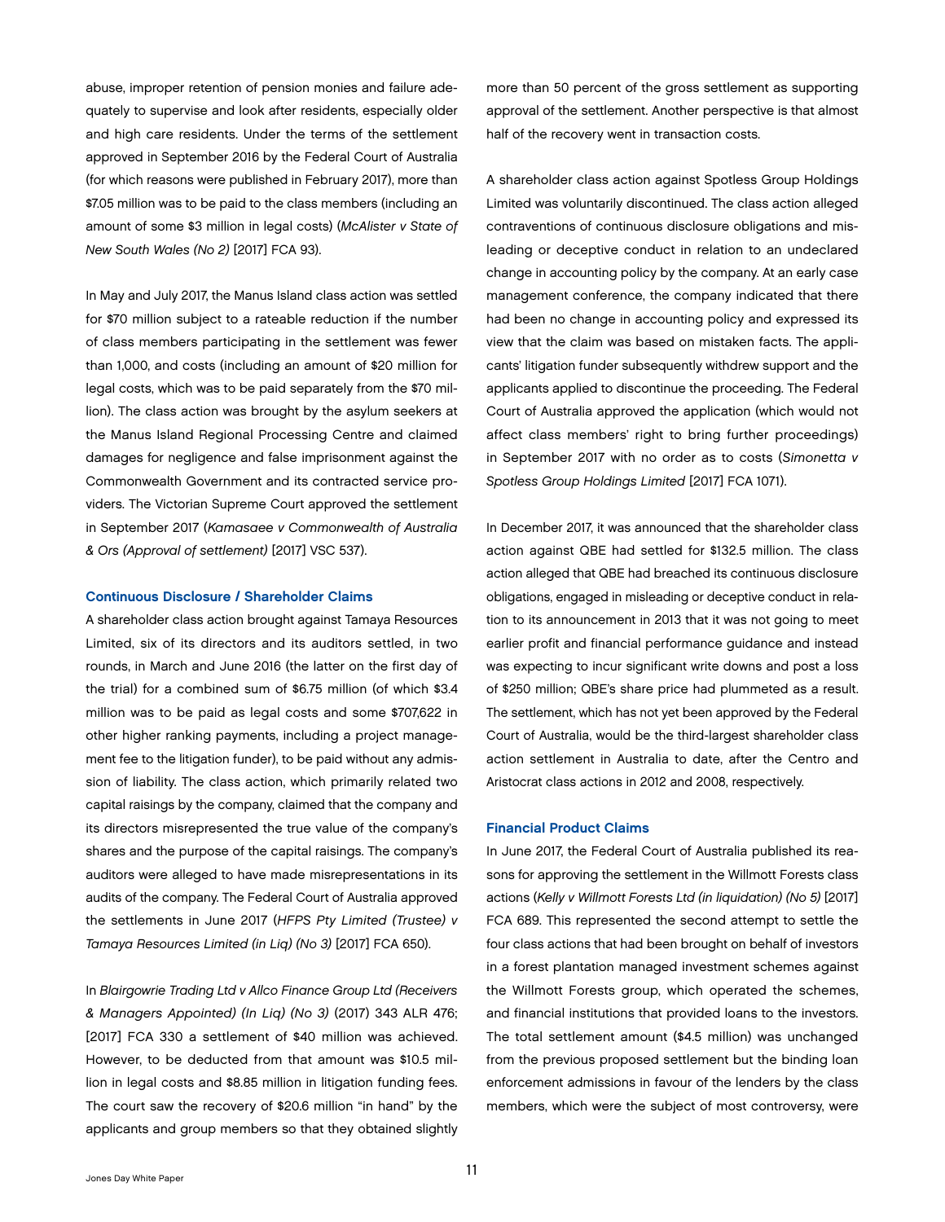abuse, improper retention of pension monies and failure adequately to supervise and look after residents, especially older and high care residents. Under the terms of the settlement approved in September 2016 by the Federal Court of Australia (for which reasons were published in February 2017), more than $7.05 million was to be paid to the class members (including an amount of some $3 million in legal costs) (*McAlister v State of New South Wales (No 2)* [2017] FCA 93).

In May and July 2017, the Manus Island class action was settled for $70 million subject to a rateable reduction if the number of class members participating in the settlement was fewer than 1,000, and costs (including an amount of $20 million for legal costs, which was to be paid separately from the $70 million). The class action was brought by the asylum seekers at the Manus Island Regional Processing Centre and claimed damages for negligence and false imprisonment against the Commonwealth Government and its contracted service providers. The Victorian Supreme Court approved the settlement in September 2017 (*Kamasaee v Commonwealth of Australia & Ors (Approval of settlement)* [2017] VSC 537).

### Continuous Disclosure / Shareholder Claims

A shareholder class action brought against Tamaya Resources Limited, six of its directors and its auditors settled, in two rounds, in March and June 2016 (the latter on the first day of the trial) for a combined sum of $6.75 million (of which $3.4 million was to be paid as legal costs and some $707,622 in other higher ranking payments, including a project management fee to the litigation funder), to be paid without any admission of liability. The class action, which primarily related two capital raisings by the company, claimed that the company and its directors misrepresented the true value of the company's shares and the purpose of the capital raisings. The company's auditors were alleged to have made misrepresentations in its audits of the company. The Federal Court of Australia approved the settlements in June 2017 (*HFPS Pty Limited (Trustee) v Tamaya Resources Limited (in Liq) (No 3)* [2017] FCA 650).

In *Blairgowrie Trading Ltd v Allco Finance Group Ltd (Receivers & Managers Appointed) (In Liq) (No 3)* (2017) 343 ALR 476; [2017] FCA 330 a settlement of $40 million was achieved. However, to be deducted from that amount was $10.5 million in legal costs and $8.85 million in litigation funding fees. The court saw the recovery of $20.6 million "in hand" by the applicants and group members so that they obtained slightly more than 50 percent of the gross settlement as supporting approval of the settlement. Another perspective is that almost half of the recovery went in transaction costs.

A shareholder class action against Spotless Group Holdings Limited was voluntarily discontinued. The class action alleged contraventions of continuous disclosure obligations and misleading or deceptive conduct in relation to an undeclared change in accounting policy by the company. At an early case management conference, the company indicated that there had been no change in accounting policy and expressed its view that the claim was based on mistaken facts. The applicants' litigation funder subsequently withdrew support and the applicants applied to discontinue the proceeding. The Federal Court of Australia approved the application (which would not affect class members' right to bring further proceedings) in September 2017 with no order as to costs (*Simonetta v Spotless Group Holdings Limited* [2017] FCA 1071).

In December 2017, it was announced that the shareholder class action against QBE had settled for $132.5 million. The class action alleged that QBE had breached its continuous disclosure obligations, engaged in misleading or deceptive conduct in relation to its announcement in 2013 that it was not going to meet earlier profit and financial performance guidance and instead was expecting to incur significant write downs and post a loss of $250 million; QBE's share price had plummeted as a result. The settlement, which has not yet been approved by the Federal Court of Australia, would be the third-largest shareholder class action settlement in Australia to date, after the Centro and Aristocrat class actions in 2012 and 2008, respectively.

### Financial Product Claims

In June 2017, the Federal Court of Australia published its reasons for approving the settlement in the Willmott Forests class actions (*Kelly v Willmott Forests Ltd (in liquidation) (No 5)* [2017] FCA 689. This represented the second attempt to settle the four class actions that had been brought on behalf of investors in a forest plantation managed investment schemes against the Willmott Forests group, which operated the schemes, and financial institutions that provided loans to the investors. The total settlement amount ($4.5 million) was unchanged from the previous proposed settlement but the binding loan enforcement admissions in favour of the lenders by the class members, which were the subject of most controversy, were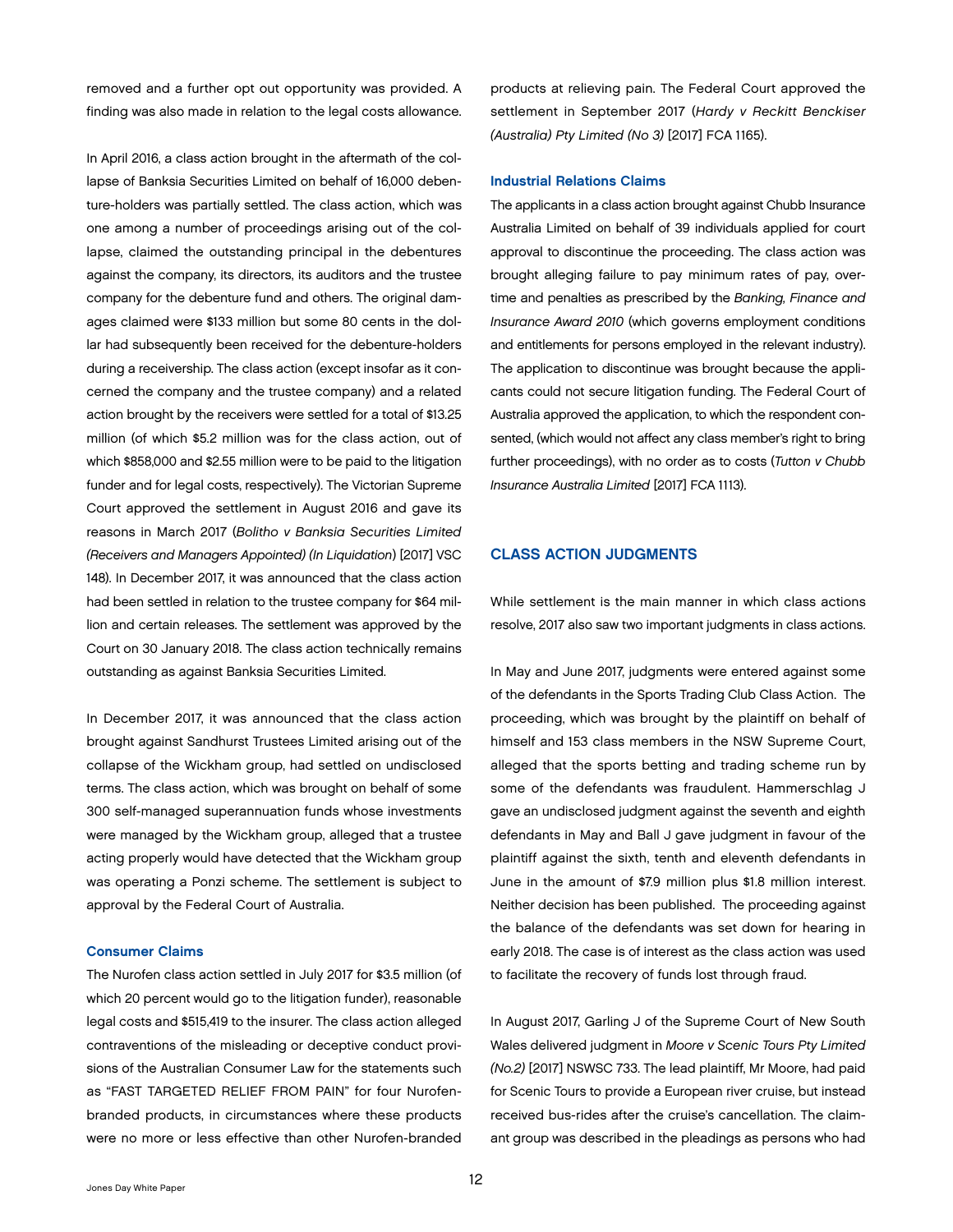removed and a further opt out opportunity was provided. A finding was also made in relation to the legal costs allowance.

In April 2016, a class action brought in the aftermath of the collapse of Banksia Securities Limited on behalf of 16,000 debenture-holders was partially settled. The class action, which was one among a number of proceedings arising out of the collapse, claimed the outstanding principal in the debentures against the company, its directors, its auditors and the trustee company for the debenture fund and others. The original damages claimed were $133 million but some 80 cents in the dollar had subsequently been received for the debenture-holders during a receivership. The class action (except insofar as it concerned the company and the trustee company) and a related action brought by the receivers were settled for a total of $13.25 million (of which $5.2 million was for the class action, out of which $858,000 and $2.55 million were to be paid to the litigation funder and for legal costs, respectively). The Victorian Supreme Court approved the settlement in August 2016 and gave its reasons in March 2017 (*Bolitho v Banksia Securities Limited (Receivers and Managers Appointed) (In Liquidation)* [2017] VSC 148). In December 2017, it was announced that the class action had been settled in relation to the trustee company for $64 million and certain releases. The settlement was approved by the Court on 30 January 2018. The class action technically remains outstanding as against Banksia Securities Limited.

In December 2017, it was announced that the class action brought against Sandhurst Trustees Limited arising out of the collapse of the Wickham group, had settled on undisclosed terms. The class action, which was brought on behalf of some 300 self-managed superannuation funds whose investments were managed by the Wickham group, alleged that a trustee acting properly would have detected that the Wickham group was operating a Ponzi scheme. The settlement is subject to approval by the Federal Court of Australia.

### Consumer Claims

The Nurofen class action settled in July 2017 for $3.5 million (of which 20 percent would go to the litigation funder), reasonable legal costs and $515,419 to the insurer. The class action alleged contraventions of the misleading or deceptive conduct provisions of the Australian Consumer Law for the statements such as "FAST TARGETED RELIEF FROM PAIN" for four Nurofen-branded products, in circumstances where these products were no more or less effective than other Nurofen-branded products at relieving pain. The Federal Court approved the settlement in September 2017 (*Hardy v Reckitt Benckiser (Australia) Pty Limited (No 3)* [2017] FCA 1165).

### Industrial Relations Claims

The applicants in a class action brought against Chubb Insurance Australia Limited on behalf of 39 individuals applied for court approval to discontinue the proceeding. The class action was brought alleging failure to pay minimum rates of pay, overtime and penalties as prescribed by the *Banking, Finance and Insurance Award 2010* (which governs employment conditions and entitlements for persons employed in the relevant industry). The application to discontinue was brought because the applicants could not secure litigation funding. The Federal Court of Australia approved the application, to which the respondent consented, (which would not affect any class member's right to bring further proceedings), with no order as to costs (*Tutton v Chubb Insurance Australia Limited* [2017] FCA 1113).

## CLASS ACTION JUDGMENTS

While settlement is the main manner in which class actions resolve, 2017 also saw two important judgments in class actions.

In May and June 2017, judgments were entered against some of the defendants in the Sports Trading Club Class Action. The proceeding, which was brought by the plaintiff on behalf of himself and 153 class members in the NSW Supreme Court, alleged that the sports betting and trading scheme run by some of the defendants was fraudulent. Hammerschlag J gave an undisclosed judgment against the seventh and eighth defendants in May and Ball J gave judgment in favour of the plaintiff against the sixth, tenth and eleventh defendants in June in the amount of $7.9 million plus $1.8 million interest. Neither decision has been published. The proceeding against the balance of the defendants was set down for hearing in early 2018. The case is of interest as the class action was used to facilitate the recovery of funds lost through fraud.

In August 2017, Garling J of the Supreme Court of New South Wales delivered judgment in *Moore v Scenic Tours Pty Limited (No.2)* [2017] NSWSC 733. The lead plaintiff, Mr Moore, had paid for Scenic Tours to provide a European river cruise, but instead received bus-rides after the cruise's cancellation. The claimant group was described in the pleadings as persons who had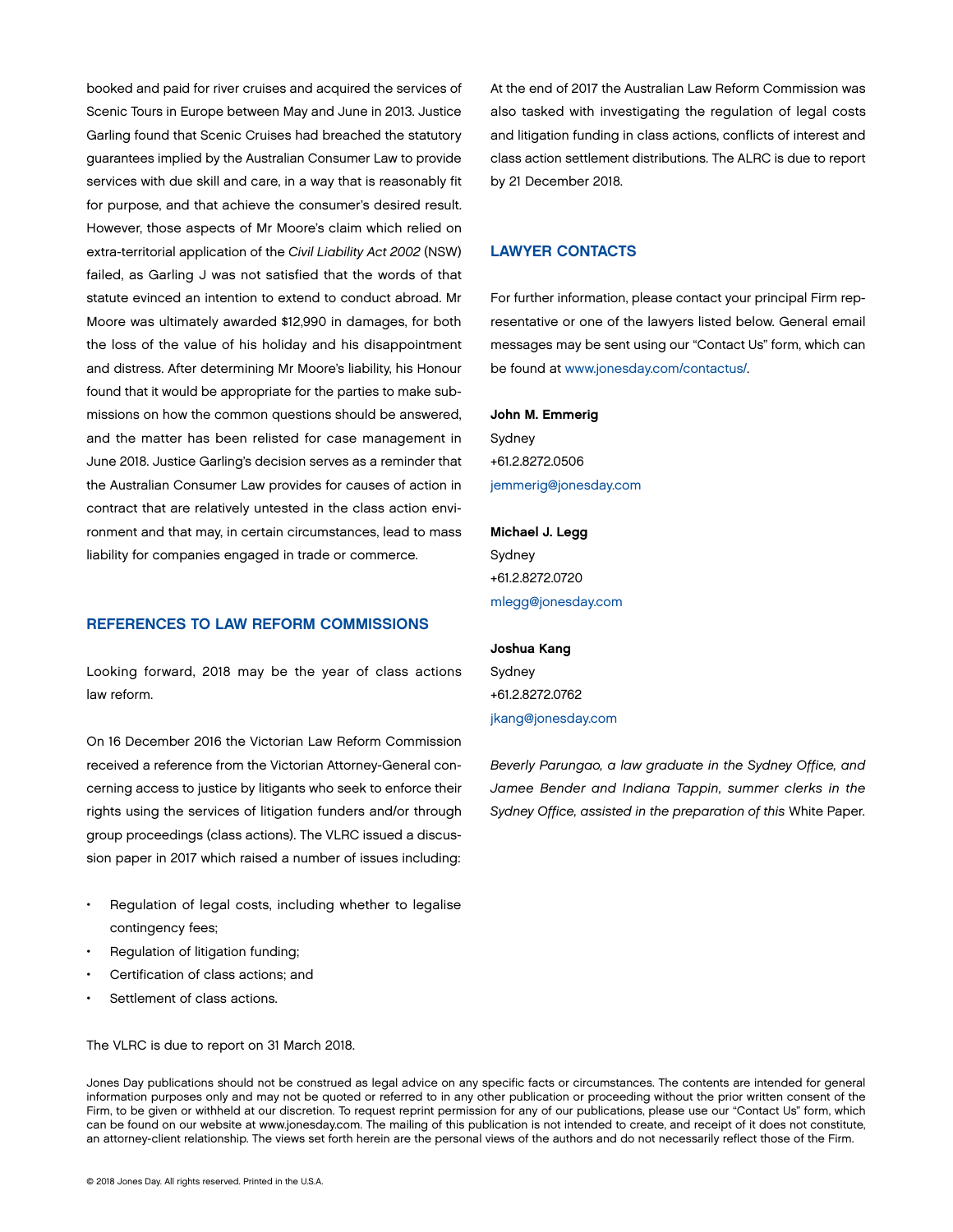booked and paid for river cruises and acquired the services of Scenic Tours in Europe between May and June in 2013. Justice Garling found that Scenic Cruises had breached the statutory guarantees implied by the Australian Consumer Law to provide services with due skill and care, in a way that is reasonably fit for purpose, and that achieve the consumer's desired result. However, those aspects of Mr Moore's claim which relied on extra-territorial application of the *Civil Liability Act 2002* (NSW) failed, as Garling J was not satisfied that the words of that statute evinced an intention to extend to conduct abroad. Mr Moore was ultimately awarded $12,990 in damages, for both the loss of the value of his holiday and his disappointment and distress. After determining Mr Moore's liability, his Honour found that it would be appropriate for the parties to make submissions on how the common questions should be answered, and the matter has been relisted for case management in June 2018. Justice Garling's decision serves as a reminder that the Australian Consumer Law provides for causes of action in contract that are relatively untested in the class action environment and that may, in certain circumstances, lead to mass liability for companies engaged in trade or commerce.

## REFERENCES TO LAW REFORM COMMISSIONS

Looking forward, 2018 may be the year of class actions law reform.

On 16 December 2016 the Victorian Law Reform Commission received a reference from the Victorian Attorney-General concerning access to justice by litigants who seek to enforce their rights using the services of litigation funders and/or through group proceedings (class actions). The VLRC issued a discussion paper in 2017 which raised a number of issues including:

- Regulation of legal costs, including whether to legalise contingency fees;
- Regulation of litigation funding;
- Certification of class actions; and
- Settlement of class actions.

The VLRC is due to report on 31 March 2018.

At the end of 2017 the Australian Law Reform Commission was also tasked with investigating the regulation of legal costs and litigation funding in class actions, conflicts of interest and class action settlement distributions. The ALRC is due to report by 21 December 2018.

## LAWYER CONTACTS

For further information, please contact your principal Firm representative or one of the lawyers listed below. General email messages may be sent using our "Contact Us" form, which can be found at www.jonesday.com/contactus/.

**John M. Emmerig**
Sydney
+61.2.8272.0506
jemmerig@jonesday.com

**Michael J. Legg**
Sydney
+61.2.8272.0720
mlegg@jonesday.com

**Joshua Kang**
Sydney
+61.2.8272.0762
jkang@jonesday.com

*Beverly Parungao, a law graduate in the Sydney Office, and Jamee Bender and Indiana Tappin, summer clerks in the Sydney Office, assisted in the preparation of this* White Paper.

Jones Day publications should not be construed as legal advice on any specific facts or circumstances. The contents are intended for general information purposes only and may not be quoted or referred to in any other publication or proceeding without the prior written consent of the Firm, to be given or withheld at our discretion. To request reprint permission for any of our publications, please use our "Contact Us" form, which can be found on our website at www.jonesday.com. The mailing of this publication is not intended to create, and receipt of it does not constitute, an attorney-client relationship. The views set forth herein are the personal views of the authors and do not necessarily reflect those of the Firm.

© 2018 Jones Day. All rights reserved. Printed in the U.S.A.